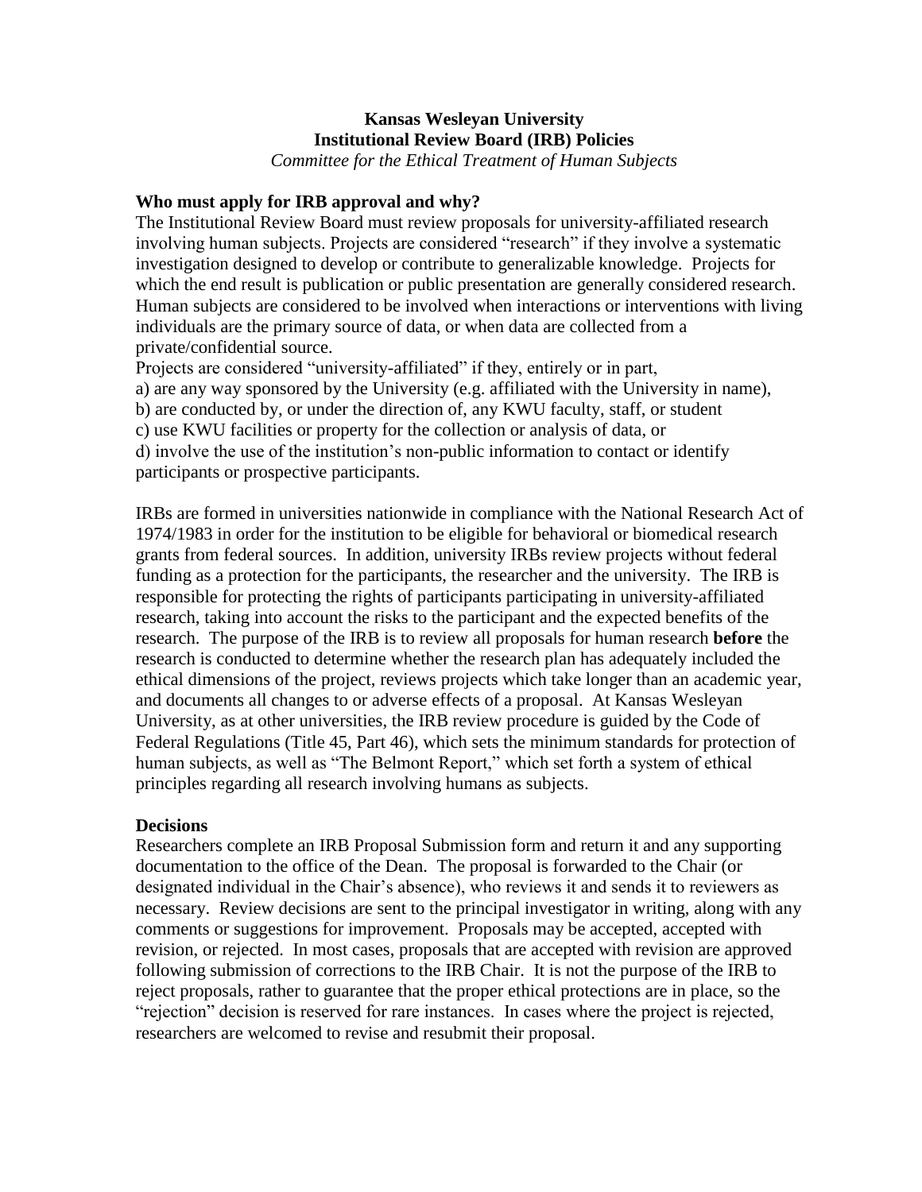# Kansas Wesleyan University
## Institutional Review Board (IRB) Policies

*Committee for the Ethical Treatment of Human Subjects*

### Who must apply for IRB approval and why?

The Institutional Review Board must review proposals for university-affiliated research involving human subjects. Projects are considered "research" if they involve a systematic investigation designed to develop or contribute to generalizable knowledge. Projects for which the end result is publication or public presentation are generally considered research. Human subjects are considered to be involved when interactions or interventions with living individuals are the primary source of data, or when data are collected from a private/confidential source.

Projects are considered "university-affiliated" if they, entirely or in part,

a) are any way sponsored by the University (e.g. affiliated with the University in name),
b) are conducted by, or under the direction of, any KWU faculty, staff, or student
c) use KWU facilities or property for the collection or analysis of data, or
d) involve the use of the institution's non-public information to contact or identify participants or prospective participants.

IRBs are formed in universities nationwide in compliance with the National Research Act of 1974/1983 in order for the institution to be eligible for behavioral or biomedical research grants from federal sources. In addition, university IRBs review projects without federal funding as a protection for the participants, the researcher and the university. The IRB is responsible for protecting the rights of participants participating in university-affiliated research, taking into account the risks to the participant and the expected benefits of the research. The purpose of the IRB is to review all proposals for human research **before** the research is conducted to determine whether the research plan has adequately included the ethical dimensions of the project, reviews projects which take longer than an academic year, and documents all changes to or adverse effects of a proposal. At Kansas Wesleyan University, as at other universities, the IRB review procedure is guided by the Code of Federal Regulations (Title 45, Part 46), which sets the minimum standards for protection of human subjects, as well as "The Belmont Report," which set forth a system of ethical principles regarding all research involving humans as subjects.

### Decisions

Researchers complete an IRB Proposal Submission form and return it and any supporting documentation to the office of the Dean. The proposal is forwarded to the Chair (or designated individual in the Chair's absence), who reviews it and sends it to reviewers as necessary. Review decisions are sent to the principal investigator in writing, along with any comments or suggestions for improvement. Proposals may be accepted, accepted with revision, or rejected. In most cases, proposals that are accepted with revision are approved following submission of corrections to the IRB Chair. It is not the purpose of the IRB to reject proposals, rather to guarantee that the proper ethical protections are in place, so the "rejection" decision is reserved for rare instances. In cases where the project is rejected, researchers are welcomed to revise and resubmit their proposal.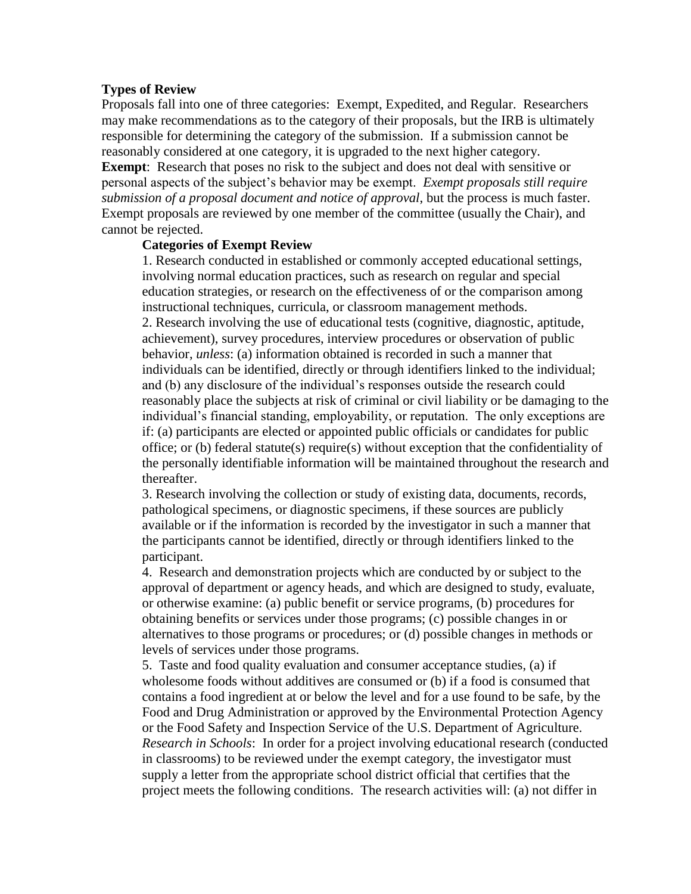**Types of Review**

Proposals fall into one of three categories: Exempt, Expedited, and Regular. Researchers may make recommendations as to the category of their proposals, but the IRB is ultimately responsible for determining the category of the submission. If a submission cannot be reasonably considered at one category, it is upgraded to the next higher category.

**Exempt**: Research that poses no risk to the subject and does not deal with sensitive or personal aspects of the subject's behavior may be exempt. *Exempt proposals still require submission of a proposal document and notice of approval*, but the process is much faster. Exempt proposals are reviewed by one member of the committee (usually the Chair), and cannot be rejected.

**Categories of Exempt Review**

1. Research conducted in established or commonly accepted educational settings, involving normal education practices, such as research on regular and special education strategies, or research on the effectiveness of or the comparison among instructional techniques, curricula, or classroom management methods.

2. Research involving the use of educational tests (cognitive, diagnostic, aptitude, achievement), survey procedures, interview procedures or observation of public behavior, *unless*: (a) information obtained is recorded in such a manner that individuals can be identified, directly or through identifiers linked to the individual; and (b) any disclosure of the individual's responses outside the research could reasonably place the subjects at risk of criminal or civil liability or be damaging to the individual's financial standing, employability, or reputation. The only exceptions are if: (a) participants are elected or appointed public officials or candidates for public office; or (b) federal statute(s) require(s) without exception that the confidentiality of the personally identifiable information will be maintained throughout the research and thereafter.

3. Research involving the collection or study of existing data, documents, records, pathological specimens, or diagnostic specimens, if these sources are publicly available or if the information is recorded by the investigator in such a manner that the participants cannot be identified, directly or through identifiers linked to the participant.

4. Research and demonstration projects which are conducted by or subject to the approval of department or agency heads, and which are designed to study, evaluate, or otherwise examine: (a) public benefit or service programs, (b) procedures for obtaining benefits or services under those programs; (c) possible changes in or alternatives to those programs or procedures; or (d) possible changes in methods or levels of services under those programs.

5. Taste and food quality evaluation and consumer acceptance studies, (a) if wholesome foods without additives are consumed or (b) if a food is consumed that contains a food ingredient at or below the level and for a use found to be safe, by the Food and Drug Administration or approved by the Environmental Protection Agency or the Food Safety and Inspection Service of the U.S. Department of Agriculture.

*Research in Schools*: In order for a project involving educational research (conducted in classrooms) to be reviewed under the exempt category, the investigator must supply a letter from the appropriate school district official that certifies that the project meets the following conditions. The research activities will: (a) not differ in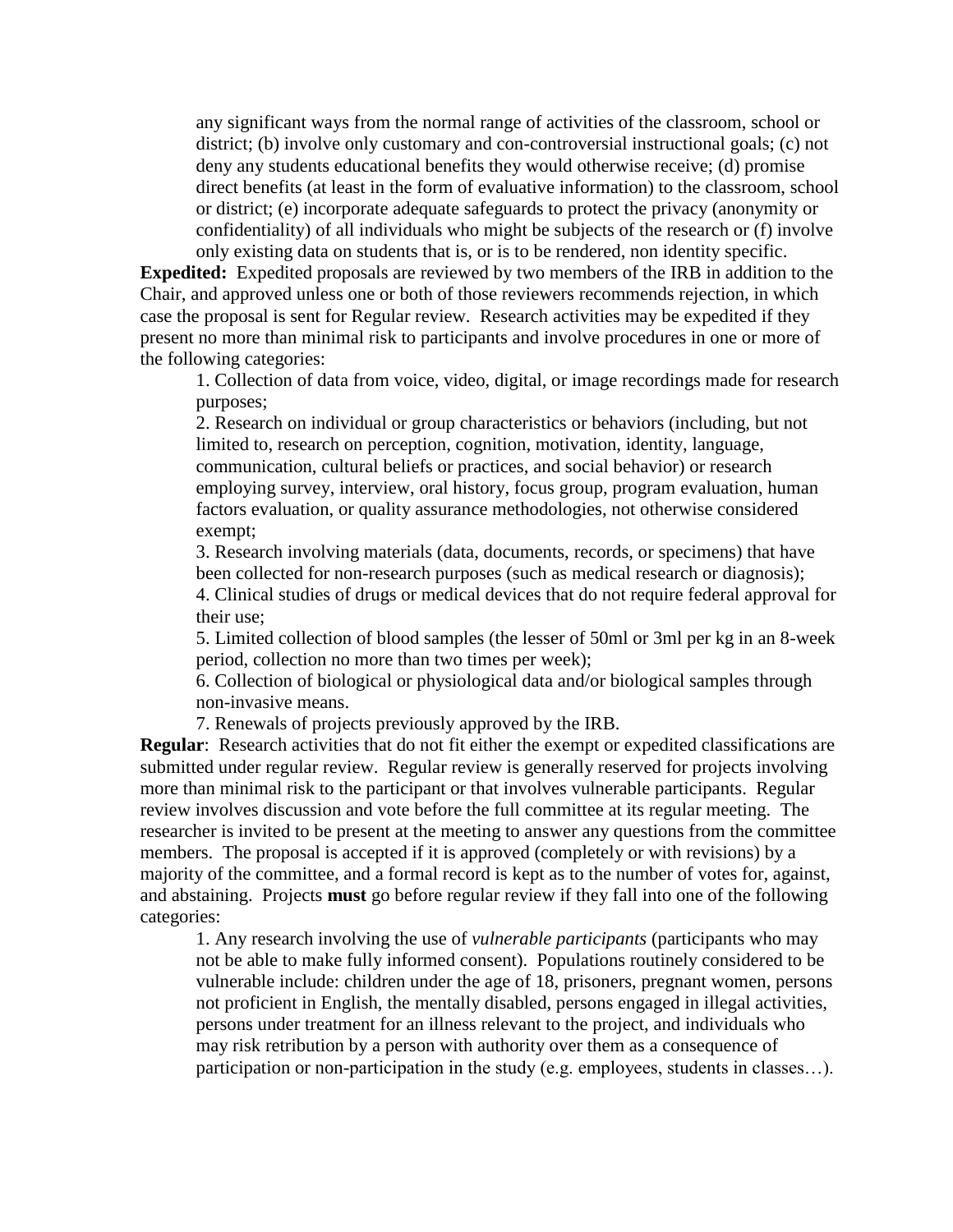any significant ways from the normal range of activities of the classroom, school or district; (b) involve only customary and con-controversial instructional goals; (c) not deny any students educational benefits they would otherwise receive; (d) promise direct benefits (at least in the form of evaluative information) to the classroom, school or district; (e) incorporate adequate safeguards to protect the privacy (anonymity or confidentiality) of all individuals who might be subjects of the research or (f) involve only existing data on students that is, or is to be rendered, non identity specific.

**Expedited:** Expedited proposals are reviewed by two members of the IRB in addition to the Chair, and approved unless one or both of those reviewers recommends rejection, in which case the proposal is sent for Regular review. Research activities may be expedited if they present no more than minimal risk to participants and involve procedures in one or more of the following categories:

1. Collection of data from voice, video, digital, or image recordings made for research purposes;
2. Research on individual or group characteristics or behaviors (including, but not limited to, research on perception, cognition, motivation, identity, language, communication, cultural beliefs or practices, and social behavior) or research employing survey, interview, oral history, focus group, program evaluation, human factors evaluation, or quality assurance methodologies, not otherwise considered exempt;
3. Research involving materials (data, documents, records, or specimens) that have been collected for non-research purposes (such as medical research or diagnosis);
4. Clinical studies of drugs or medical devices that do not require federal approval for their use;
5. Limited collection of blood samples (the lesser of 50ml or 3ml per kg in an 8-week period, collection no more than two times per week);
6. Collection of biological or physiological data and/or biological samples through non-invasive means.
7. Renewals of projects previously approved by the IRB.

**Regular**: Research activities that do not fit either the exempt or expedited classifications are submitted under regular review. Regular review is generally reserved for projects involving more than minimal risk to the participant or that involves vulnerable participants. Regular review involves discussion and vote before the full committee at its regular meeting. The researcher is invited to be present at the meeting to answer any questions from the committee members. The proposal is accepted if it is approved (completely or with revisions) by a majority of the committee, and a formal record is kept as to the number of votes for, against, and abstaining. Projects **must** go before regular review if they fall into one of the following categories:

1. Any research involving the use of *vulnerable participants* (participants who may not be able to make fully informed consent). Populations routinely considered to be vulnerable include: children under the age of 18, prisoners, pregnant women, persons not proficient in English, the mentally disabled, persons engaged in illegal activities, persons under treatment for an illness relevant to the project, and individuals who may risk retribution by a person with authority over them as a consequence of participation or non-participation in the study (e.g. employees, students in classes…).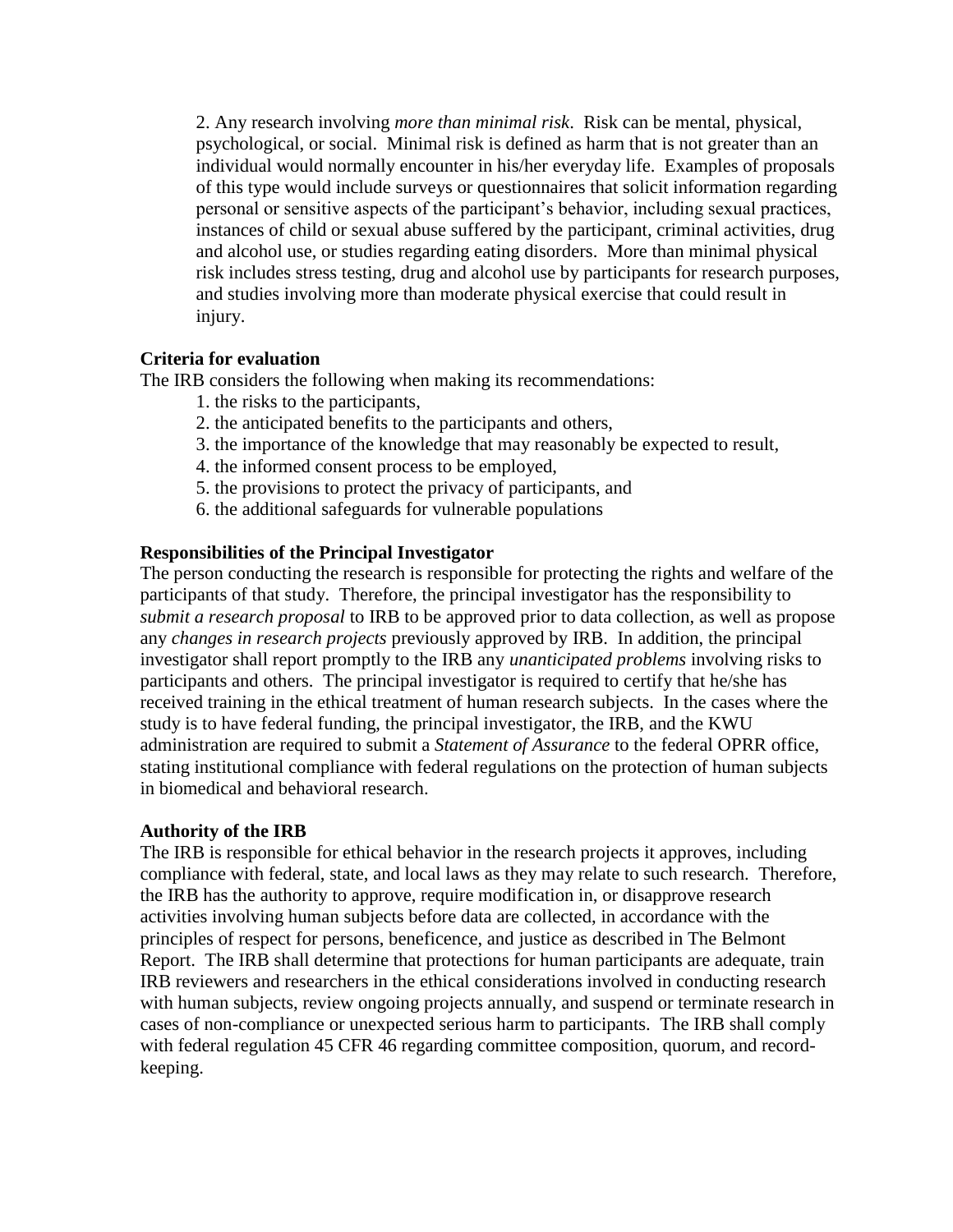2. Any research involving *more than minimal risk*. Risk can be mental, physical, psychological, or social. Minimal risk is defined as harm that is not greater than an individual would normally encounter in his/her everyday life. Examples of proposals of this type would include surveys or questionnaires that solicit information regarding personal or sensitive aspects of the participant's behavior, including sexual practices, instances of child or sexual abuse suffered by the participant, criminal activities, drug and alcohol use, or studies regarding eating disorders. More than minimal physical risk includes stress testing, drug and alcohol use by participants for research purposes, and studies involving more than moderate physical exercise that could result in injury.

**Criteria for evaluation**

The IRB considers the following when making its recommendations:

1. the risks to the participants,
2. the anticipated benefits to the participants and others,
3. the importance of the knowledge that may reasonably be expected to result,
4. the informed consent process to be employed,
5. the provisions to protect the privacy of participants, and
6. the additional safeguards for vulnerable populations

**Responsibilities of the Principal Investigator**

The person conducting the research is responsible for protecting the rights and welfare of the participants of that study. Therefore, the principal investigator has the responsibility to *submit a research proposal* to IRB to be approved prior to data collection, as well as propose any *changes in research projects* previously approved by IRB. In addition, the principal investigator shall report promptly to the IRB any *unanticipated problems* involving risks to participants and others. The principal investigator is required to certify that he/she has received training in the ethical treatment of human research subjects. In the cases where the study is to have federal funding, the principal investigator, the IRB, and the KWU administration are required to submit a *Statement of Assurance* to the federal OPRR office, stating institutional compliance with federal regulations on the protection of human subjects in biomedical and behavioral research.

**Authority of the IRB**

The IRB is responsible for ethical behavior in the research projects it approves, including compliance with federal, state, and local laws as they may relate to such research. Therefore, the IRB has the authority to approve, require modification in, or disapprove research activities involving human subjects before data are collected, in accordance with the principles of respect for persons, beneficence, and justice as described in The Belmont Report. The IRB shall determine that protections for human participants are adequate, train IRB reviewers and researchers in the ethical considerations involved in conducting research with human subjects, review ongoing projects annually, and suspend or terminate research in cases of non-compliance or unexpected serious harm to participants. The IRB shall comply with federal regulation 45 CFR 46 regarding committee composition, quorum, and record-keeping.